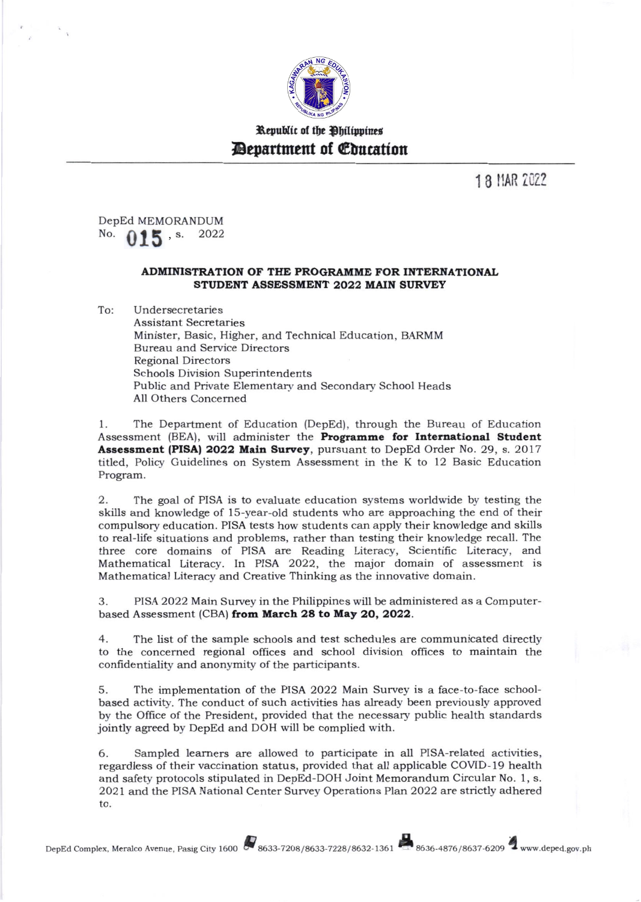Republic of the Philippines

**Department of Education**

18 MAR 2022

DepEd MEMORANDUM
No. **015**, s. 2022

**ADMINISTRATION OF THE PROGRAMME FOR INTERNATIONAL STUDENT ASSESSMENT 2022 MAIN SURVEY**

To: Undersecretaries
Assistant Secretaries
Minister, Basic, Higher, and Technical Education, BARMM
Bureau and Service Directors
Regional Directors
Schools Division Superintendents
Public and Private Elementary and Secondary School Heads
All Others Concerned

1. The Department of Education (DepEd), through the Bureau of Education Assessment (BEA), will administer the **Programme for International Student Assessment (PISA) 2022 Main Survey**, pursuant to DepEd Order No. 29, s. 2017 titled, Policy Guidelines on System Assessment in the K to 12 Basic Education Program.

2. The goal of PISA is to evaluate education systems worldwide by testing the skills and knowledge of 15-year-old students who are approaching the end of their compulsory education. PISA tests how students can apply their knowledge and skills to real-life situations and problems, rather than testing their knowledge recall. The three core domains of PISA are Reading Literacy, Scientific Literacy, and Mathematical Literacy. In PISA 2022, the major domain of assessment is Mathematical Literacy and Creative Thinking as the innovative domain.

3. PISA 2022 Main Survey in the Philippines will be administered as a Computer-based Assessment (CBA) **from March 28 to May 20, 2022**.

4. The list of the sample schools and test schedules are communicated directly to the concerned regional offices and school division offices to maintain the confidentiality and anonymity of the participants.

5. The implementation of the PISA 2022 Main Survey is a face-to-face school-based activity. The conduct of such activities has already been previously approved by the Office of the President, provided that the necessary public health standards jointly agreed by DepEd and DOH will be complied with.

6. Sampled learners are allowed to participate in all PISA-related activities, regardless of their vaccination status, provided that all applicable COVID-19 health and safety protocols stipulated in DepEd-DOH Joint Memorandum Circular No. 1, s. 2021 and the PISA National Center Survey Operations Plan 2022 are strictly adhered to.

DepEd Complex, Meralco Avenue, Pasig City 1600 8633-7208/8633-7228/8632-1361 8636-4876/8637-6209 www.deped.gov.ph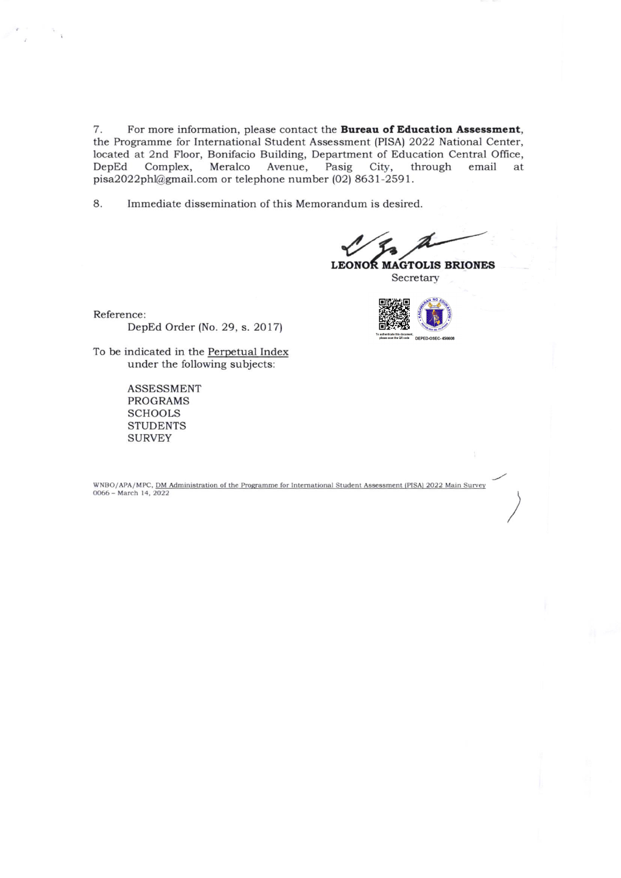7. For more information, please contact the **Bureau of Education Assessment**, the Programme for International Student Assessment (PISA) 2022 National Center, located at 2nd Floor, Bonifacio Building, Department of Education Central Office, DepEd Complex, Meralco Avenue, Pasig City, through email at pisa2022phl@gmail.com or telephone number (02) 8631-2591.

8. Immediate dissemination of this Memorandum is desired.

**LEONOR MAGTOLIS BRIONES**
Secretary

To authenticate this document, please scan the QR code DEPED-OSEC-456608

Reference:
DepEd Order (No. 29, s. 2017)

To be indicated in the Perpetual Index under the following subjects:

ASSESSMENT
PROGRAMS
SCHOOLS
STUDENTS
SURVEY

WNBO/APA/MPC, DM Administration of the Programme for International Student Assessment (PISA) 2022 Main Survey
0066 – March 14, 2022